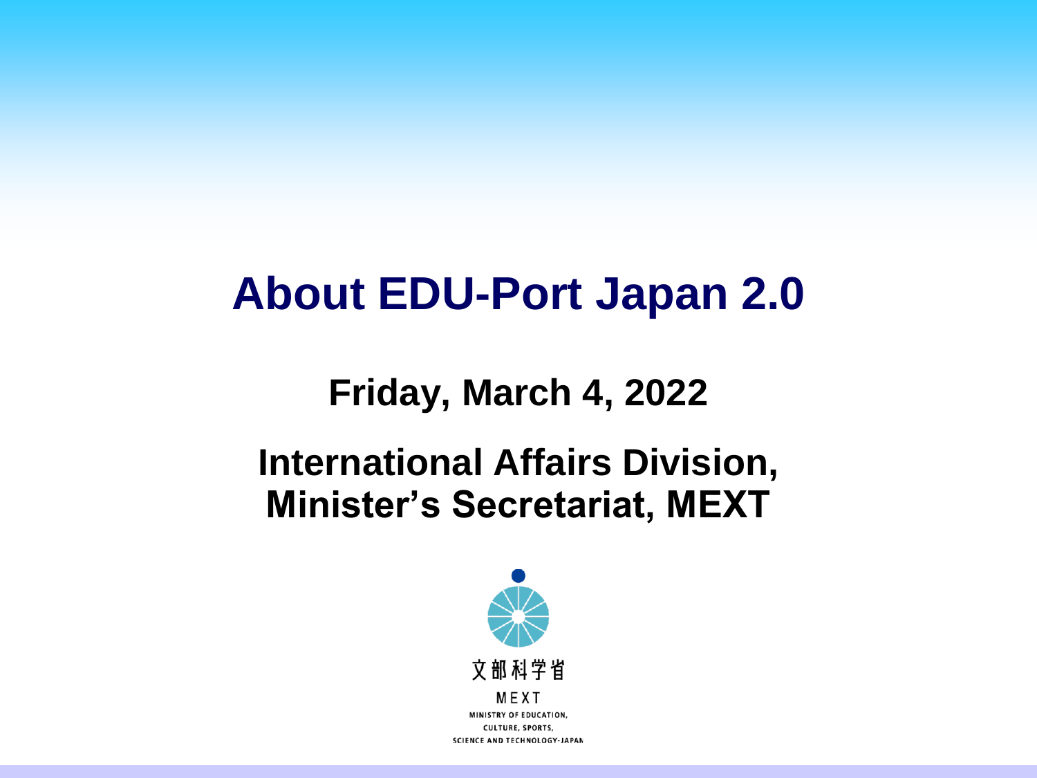# About EDU-Port Japan 2.0

**Friday, March 4, 2022**

**International Affairs Division, Minister's Secretariat, MEXT**

文部科学省

MEXT

MINISTRY OF EDUCATION, CULTURE, SPORTS, SCIENCE AND TECHNOLOGY-JAPAN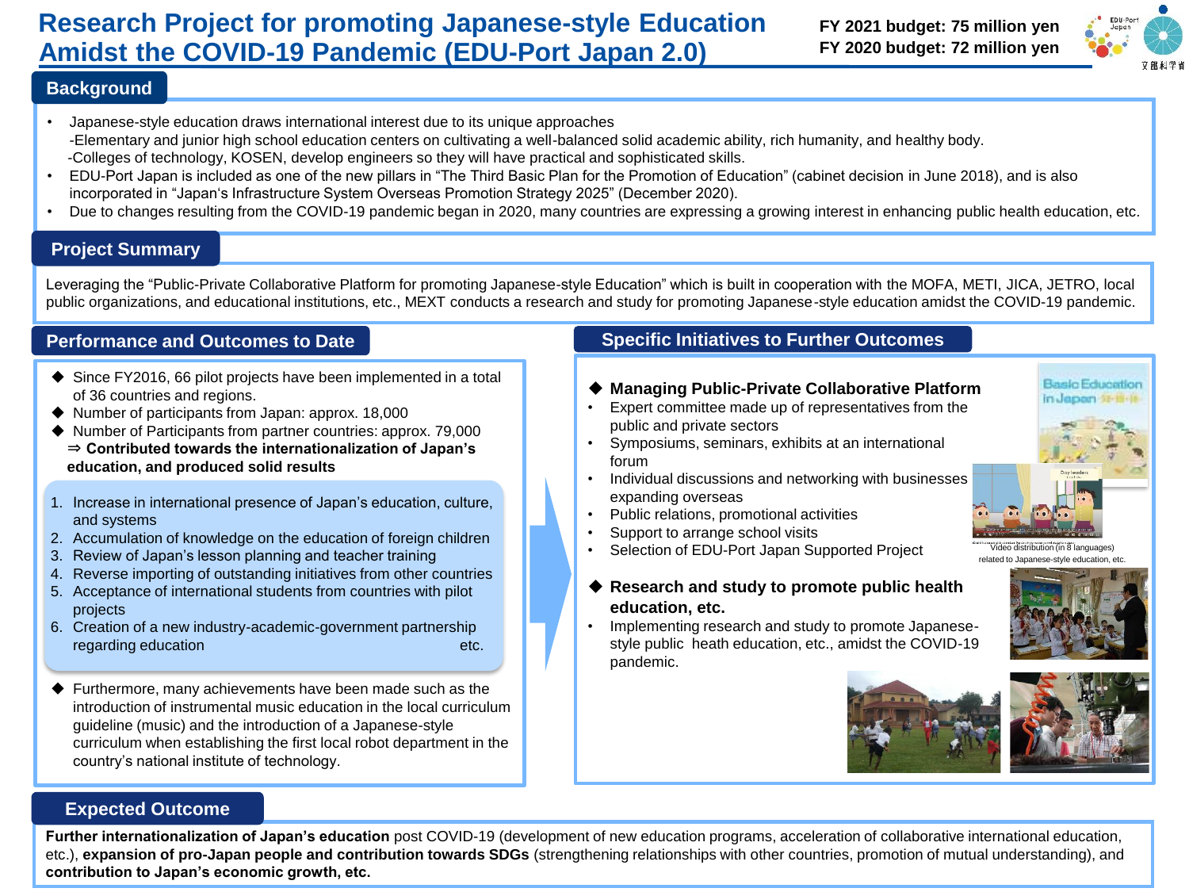# Research Project for promoting Japanese-style Education Amidst the COVID-19 Pandemic (EDU-Port Japan 2.0)

**FY 2021 budget: 75 million yen**
**FY 2020 budget: 72 million yen**

## Background

- Japanese-style education draws international interest due to its unique approaches
  -Elementary and junior high school education centers on cultivating a well-balanced solid academic ability, rich humanity, and healthy body.
  -Colleges of technology, KOSEN, develop engineers so they will have practical and sophisticated skills.
- EDU-Port Japan is included as one of the new pillars in "The Third Basic Plan for the Promotion of Education" (cabinet decision in June 2018), and is also incorporated in "Japan's Infrastructure System Overseas Promotion Strategy 2025" (December 2020).
- Due to changes resulting from the COVID-19 pandemic began in 2020, many countries are expressing a growing interest in enhancing public health education, etc.

## Project Summary

Leveraging the "Public-Private Collaborative Platform for promoting Japanese-style Education" which is built in cooperation with the MOFA, METI, JICA, JETRO, local public organizations, and educational institutions, etc., MEXT conducts a research and study for promoting Japanese-style education amidst the COVID-19 pandemic.

## Performance and Outcomes to Date

- ◆ Since FY2016, 66 pilot projects have been implemented in a total of 36 countries and regions.
- ◆ Number of participants from Japan: approx. 18,000
- ◆ Number of Participants from partner countries: approx. 79,000

⇒ **Contributed towards the internationalization of Japan's education, and produced solid results**

1. Increase in international presence of Japan's education, culture, and systems
2. Accumulation of knowledge on the education of foreign children
3. Review of Japan's lesson planning and teacher training
4. Reverse importing of outstanding initiatives from other countries
5. Acceptance of international students from countries with pilot projects
6. Creation of a new industry-academic-government partnership regarding education etc.

- ◆ Furthermore, many achievements have been made such as the introduction of instrumental music education in the local curriculum guideline (music) and the introduction of a Japanese-style curriculum when establishing the first local robot department in the country's national institute of technology.

## Specific Initiatives to Further Outcomes

◆ **Managing Public-Private Collaborative Platform**

- Expert committee made up of representatives from the public and private sectors
- Symposiums, seminars, exhibits at an international forum
- Individual discussions and networking with businesses expanding overseas
- Public relations, promotional activities
- Support to arrange school visits
- Selection of EDU-Port Japan Supported Project

Video distribution (in 8 languages) related to Japanese-style education, etc.

◆ **Research and study to promote public health education, etc.**

- Implementing research and study to promote Japanese-style public heath education, etc., amidst the COVID-19 pandemic.

## Expected Outcome

**Further internationalization of Japan's education** post COVID-19 (development of new education programs, acceleration of collaborative international education, etc.), **expansion of pro-Japan people and contribution towards SDGs** (strengthening relationships with other countries, promotion of mutual understanding), and **contribution to Japan's economic growth, etc.**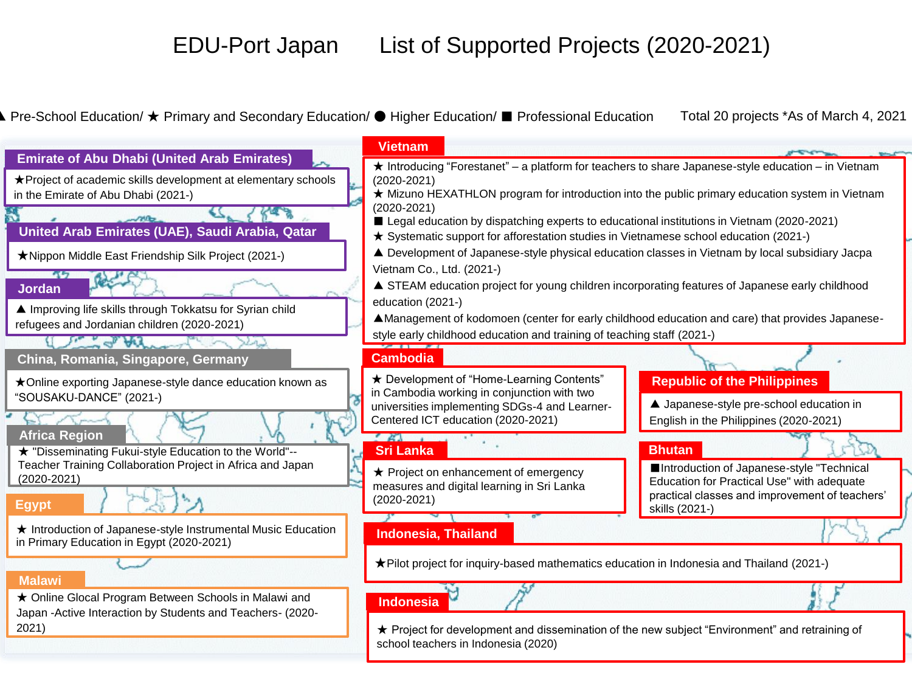# EDU-Port Japan　List of Supported Projects (2020-2021)

▲ Pre-School Education/ ★ Primary and Secondary Education/ ● Higher Education/ ■ Professional Education

Total 20 projects *As of March 4, 2021

## Emirate of Abu Dhabi (United Arab Emirates)

★Project of academic skills development at elementary schools in the Emirate of Abu Dhabi (2021-)

## United Arab Emirates (UAE), Saudi Arabia, Qatar

★Nippon Middle East Friendship Silk Project (2021-)

## Jordan

▲ Improving life skills through Tokkatsu for Syrian child refugees and Jordanian children (2020-2021)

## China, Romania, Singapore, Germany

★Online exporting Japanese-style dance education known as "SOUSAKU-DANCE" (2021-)

## Africa Region

★ "Disseminating Fukui-style Education to the World"-- Teacher Training Collaboration Project in Africa and Japan (2020-2021)

## Egypt

★ Introduction of Japanese-style Instrumental Music Education in Primary Education in Egypt (2020-2021)

## Malawi

★ Online Glocal Program Between Schools in Malawi and Japan -Active Interaction by Students and Teachers- (2020-2021)

## Vietnam

- ★ Introducing "Forestanet" – a platform for teachers to share Japanese-style education – in Vietnam (2020-2021)
- ★ Mizuno HEXATHLON program for introduction into the public primary education system in Vietnam (2020-2021)
- ■ Legal education by dispatching experts to educational institutions in Vietnam (2020-2021)
- ★ Systematic support for afforestation studies in Vietnamese school education (2021-)
- ▲ Development of Japanese-style physical education classes in Vietnam by local subsidiary Jacpa Vietnam Co., Ltd. (2021-)
- ▲ STEAM education project for young children incorporating features of Japanese early childhood education (2021-)
- ▲Management of kodomoen (center for early childhood education and care) that provides Japanese-style early childhood education and training of teaching staff (2021-)

## Cambodia

★ Development of "Home-Learning Contents" in Cambodia working in conjunction with two universities implementing SDGs-4 and Learner-Centered ICT education (2020-2021)

## Republic of the Philippines

▲ Japanese-style pre-school education in English in the Philippines (2020-2021)

## Sri Lanka

★ Project on enhancement of emergency measures and digital learning in Sri Lanka (2020-2021)

## Bhutan

■Introduction of Japanese-style "Technical Education for Practical Use" with adequate practical classes and improvement of teachers' skills (2021-)

## Indonesia, Thailand

★Pilot project for inquiry-based mathematics education in Indonesia and Thailand (2021-)

## Indonesia

★ Project for development and dissemination of the new subject "Environment" and retraining of school teachers in Indonesia (2020)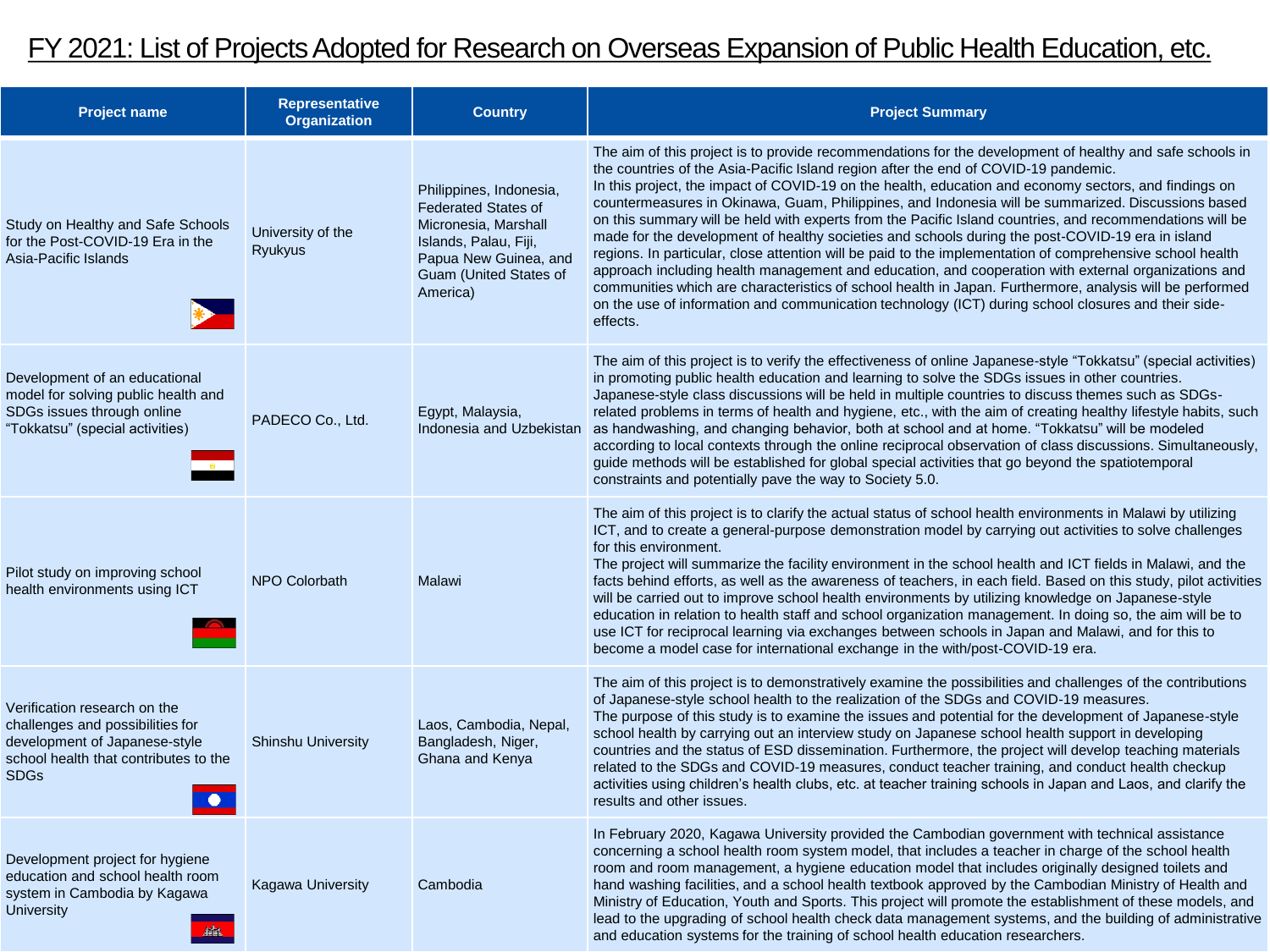# FY 2021: List of Projects Adopted for Research on Overseas Expansion of Public Health Education, etc.

| Project name | Representative Organization | Country | Project Summary |
| --- | --- | --- | --- |
| Study on Healthy and Safe Schools for the Post-COVID-19 Era in the Asia-Pacific Islands | University of the Ryukyus | Philippines, Indonesia, Federated States of Micronesia, Marshall Islands, Palau, Fiji, Papua New Guinea, and Guam (United States of America) | The aim of this project is to provide recommendations for the development of healthy and safe schools in the countries of the Asia-Pacific Island region after the end of COVID-19 pandemic.<br>In this project, the impact of COVID-19 on the health, education and economy sectors, and findings on countermeasures in Okinawa, Guam, Philippines, and Indonesia will be summarized. Discussions based on this summary will be held with experts from the Pacific Island countries, and recommendations will be made for the development of healthy societies and schools during the post-COVID-19 era in island regions. In particular, close attention will be paid to the implementation of comprehensive school health approach including health management and education, and cooperation with external organizations and communities which are characteristics of school health in Japan. Furthermore, analysis will be performed on the use of information and communication technology (ICT) during school closures and their side-effects. |
| Development of an educational model for solving public health and SDGs issues through online "Tokkatsu" (special activities) | PADECO Co., Ltd. | Egypt, Malaysia, Indonesia and Uzbekistan | The aim of this project is to verify the effectiveness of online Japanese-style "Tokkatsu" (special activities) in promoting public health education and learning to solve the SDGs issues in other countries.<br>Japanese-style class discussions will be held in multiple countries to discuss themes such as SDGs-related problems in terms of health and hygiene, etc., with the aim of creating healthy lifestyle habits, such as handwashing, and changing behavior, both at school and at home. "Tokkatsu" will be modeled according to local contexts through the online reciprocal observation of class discussions. Simultaneously, guide methods will be established for global special activities that go beyond the spatiotemporal constraints and potentially pave the way to Society 5.0. |
| Pilot study on improving school health environments using ICT | NPO Colorbath | Malawi | The aim of this project is to clarify the actual status of school health environments in Malawi by utilizing ICT, and to create a general-purpose demonstration model by carrying out activities to solve challenges for this environment.<br>The project will summarize the facility environment in the school health and ICT fields in Malawi, and the facts behind efforts, as well as the awareness of teachers, in each field. Based on this study, pilot activities will be carried out to improve school health environments by utilizing knowledge on Japanese-style education in relation to health staff and school organization management. In doing so, the aim will be to use ICT for reciprocal learning via exchanges between schools in Japan and Malawi, and for this to become a model case for international exchange in the with/post-COVID-19 era. |
| Verification research on the challenges and possibilities for development of Japanese-style school health that contributes to the SDGs | Shinshu University | Laos, Cambodia, Nepal, Bangladesh, Niger, Ghana and Kenya | The aim of this project is to demonstratively examine the possibilities and challenges of the contributions of Japanese-style school health to the realization of the SDGs and COVID-19 measures.<br>The purpose of this study is to examine the issues and potential for the development of Japanese-style school health by carrying out an interview study on Japanese school health support in developing countries and the status of ESD dissemination. Furthermore, the project will develop teaching materials related to the SDGs and COVID-19 measures, conduct teacher training, and conduct health checkup activities using children's health clubs, etc. at teacher training schools in Japan and Laos, and clarify the results and other issues. |
| Development project for hygiene education and school health room system in Cambodia by Kagawa University | Kagawa University | Cambodia | In February 2020, Kagawa University provided the Cambodian government with technical assistance concerning a school health room system model, that includes a teacher in charge of the school health room and room management, a hygiene education model that includes originally designed toilets and hand washing facilities, and a school health textbook approved by the Cambodian Ministry of Health and Ministry of Education, Youth and Sports. This project will promote the establishment of these models, and lead to the upgrading of school health check data management systems, and the building of administrative and education systems for the training of school health education researchers. |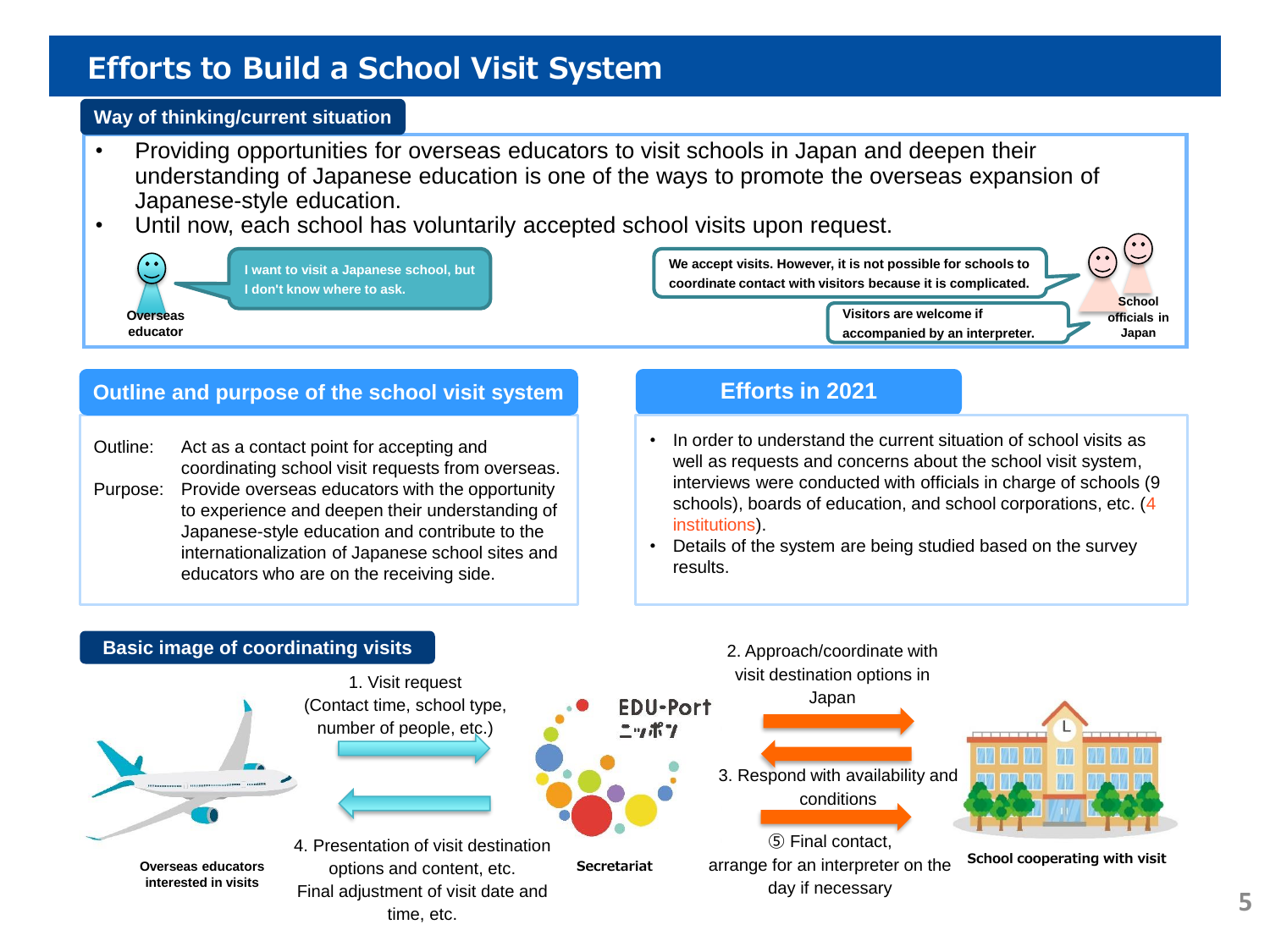# Efforts to Build a School Visit System

## Way of thinking/current situation

- Providing opportunities for overseas educators to visit schools in Japan and deepen their understanding of Japanese education is one of the ways to promote the overseas expansion of Japanese-style education.
- Until now, each school has voluntarily accepted school visits upon request.

Overseas educator: "I want to visit a Japanese school, but I don't know where to ask."

School officials in Japan: "We accept visits. However, it is not possible for schools to coordinate contact with visitors because it is complicated."

School officials in Japan: "Visitors are welcome if accompanied by an interpreter."

## Outline and purpose of the school visit system

Outline: Act as a contact point for accepting and coordinating school visit requests from overseas.

Purpose: Provide overseas educators with the opportunity to experience and deepen their understanding of Japanese-style education and contribute to the internationalization of Japanese school sites and educators who are on the receiving side.

## Efforts in 2021

- In order to understand the current situation of school visits as well as requests and concerns about the school visit system, interviews were conducted with officials in charge of schools (9 schools), boards of education, and school corporations, etc. (4 institutions).
- Details of the system are being studied based on the survey results.

## Basic image of coordinating visits

Overseas educators interested in visits → Secretariat (EDU-Port ニッポン) → School cooperating with visit

1. Visit request (Contact time, school type, number of people, etc.)
2. Approach/coordinate with visit destination options in Japan
3. Respond with availability and conditions
4. Presentation of visit destination options and content, etc. Final adjustment of visit date and time, etc.
5. ⑤ Final contact, arrange for an interpreter on the day if necessary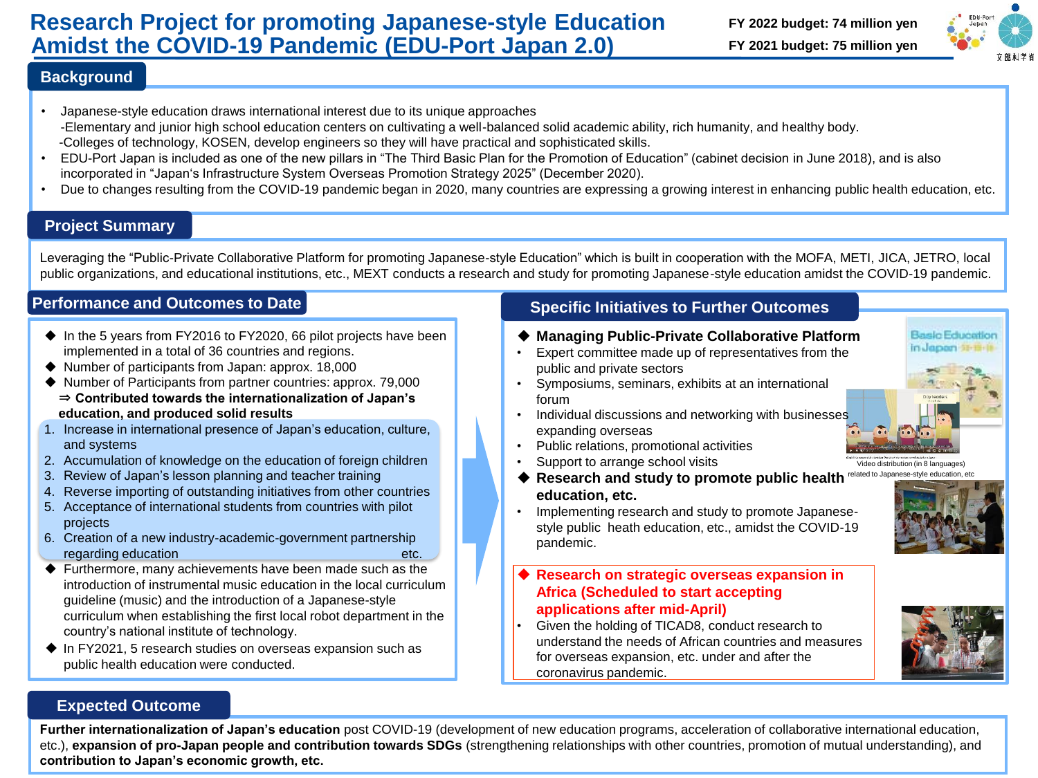# Research Project for promoting Japanese-style Education Amidst the COVID-19 Pandemic (EDU-Port Japan 2.0)

**FY 2022 budget: 74 million yen**

**FY 2021 budget: 75 million yen**

## Background

- Japanese-style education draws international interest due to its unique approaches
  -Elementary and junior high school education centers on cultivating a well-balanced solid academic ability, rich humanity, and healthy body.
  -Colleges of technology, KOSEN, develop engineers so they will have practical and sophisticated skills.
- EDU-Port Japan is included as one of the new pillars in "The Third Basic Plan for the Promotion of Education" (cabinet decision in June 2018), and is also incorporated in "Japan's Infrastructure System Overseas Promotion Strategy 2025" (December 2020).
- Due to changes resulting from the COVID-19 pandemic began in 2020, many countries are expressing a growing interest in enhancing public health education, etc.

## Project Summary

Leveraging the "Public-Private Collaborative Platform for promoting Japanese-style Education" which is built in cooperation with the MOFA, METI, JICA, JETRO, local public organizations, and educational institutions, etc., MEXT conducts a research and study for promoting Japanese-style education amidst the COVID-19 pandemic.

## Performance and Outcomes to Date

- In the 5 years from FY2016 to FY2020, 66 pilot projects have been implemented in a total of 36 countries and regions.
- Number of participants from Japan: approx. 18,000
- Number of Participants from partner countries: approx. 79,000

⇒ **Contributed towards the internationalization of Japan's education, and produced solid results**

1. Increase in international presence of Japan's education, culture, and systems
2. Accumulation of knowledge on the education of foreign children
3. Review of Japan's lesson planning and teacher training
4. Reverse importing of outstanding initiatives from other countries
5. Acceptance of international students from countries with pilot projects
6. Creation of a new industry-academic-government partnership regarding education etc.

- Furthermore, many achievements have been made such as the introduction of instrumental music education in the local curriculum guideline (music) and the introduction of a Japanese-style curriculum when establishing the first local robot department in the country's national institute of technology.
- In FY2021, 5 research studies on overseas expansion such as public health education were conducted.

## Specific Initiatives to Further Outcomes

**◆ Managing Public-Private Collaborative Platform**

- Expert committee made up of representatives from the public and private sectors
- Symposiums, seminars, exhibits at an international forum
- Individual discussions and networking with businesses expanding overseas
- Public relations, promotional activities
- Support to arrange school visits

Video distribution (in 8 languages) related to Japanese-style education, etc

**◆ Research and study to promote public health education, etc.**

- Implementing research and study to promote Japanese-style public heath education, etc., amidst the COVID-19 pandemic.

**◆ Research on strategic overseas expansion in Africa (Scheduled to start accepting applications after mid-April)**

- Given the holding of TICAD8, conduct research to understand the needs of African countries and measures for overseas expansion, etc. under and after the coronavirus pandemic.

## Expected Outcome

**Further internationalization of Japan's education** post COVID-19 (development of new education programs, acceleration of collaborative international education, etc.), **expansion of pro-Japan people and contribution towards SDGs** (strengthening relationships with other countries, promotion of mutual understanding), and **contribution to Japan's economic growth, etc.**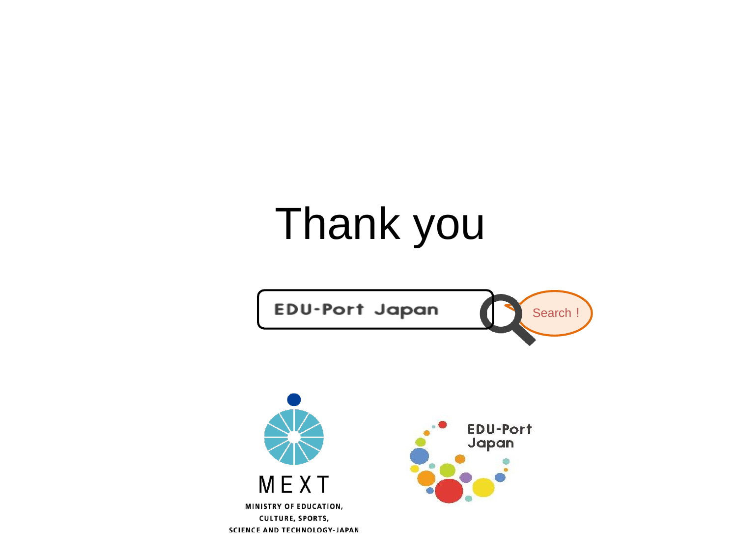# Thank you

EDU-Port Japan

Search！

MEXT

MINISTRY OF EDUCATION,
CULTURE, SPORTS,
SCIENCE AND TECHNOLOGY-JAPAN

EDU-Port Japan